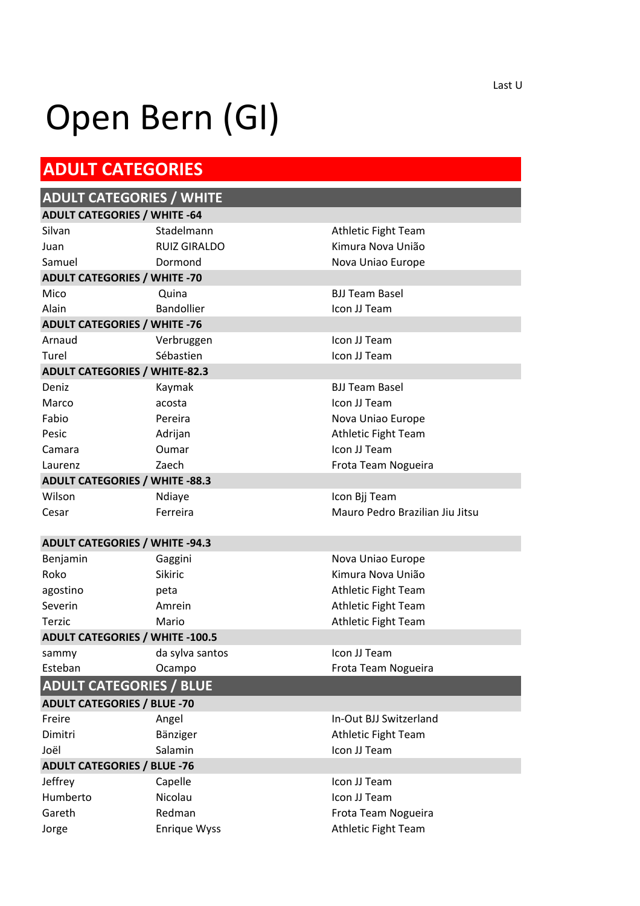Last U

# Open Bern (GI)

## ADULT CATEGORIES

### ADULT CATEGORIES / WHITE

#### ADULT CATEGORIES / WHITE -64

| | | |
|---|---|---|
| Silvan | Stadelmann | Athletic Fight Team |
| Juan | RUIZ GIRALDO | Kimura Nova União |
| Samuel | Dormond | Nova Uniao Europe |

#### ADULT CATEGORIES / WHITE -70

| | | |
|---|---|---|
| Mico | Quina | BJJ Team Basel |
| Alain | Bandollier | Icon JJ Team |

#### ADULT CATEGORIES / WHITE -76

| | | |
|---|---|---|
| Arnaud | Verbruggen | Icon JJ Team |
| Turel | Sébastien | Icon JJ Team |

#### ADULT CATEGORIES / WHITE-82.3

| | | |
|---|---|---|
| Deniz | Kaymak | BJJ Team Basel |
| Marco | acosta | Icon JJ Team |
| Fabio | Pereira | Nova Uniao Europe |
| Pesic | Adrijan | Athletic Fight Team |
| Camara | Oumar | Icon JJ Team |
| Laurenz | Zaech | Frota Team Nogueira |

#### ADULT CATEGORIES / WHITE -88.3

| | | |
|---|---|---|
| Wilson | Ndiaye | Icon Bjj Team |
| Cesar | Ferreira | Mauro Pedro Brazilian Jiu Jitsu |

#### ADULT CATEGORIES / WHITE -94.3

| | | |
|---|---|---|
| Benjamin | Gaggini | Nova Uniao Europe |
| Roko | Sikiric | Kimura Nova União |
| agostino | peta | Athletic Fight Team |
| Severin | Amrein | Athletic Fight Team |
| Terzic | Mario | Athletic Fight Team |

#### ADULT CATEGORIES / WHITE -100.5

| | | |
|---|---|---|
| sammy | da sylva santos | Icon JJ Team |
| Esteban | Ocampo | Frota Team Nogueira |

### ADULT CATEGORIES / BLUE

#### ADULT CATEGORIES / BLUE -70

| | | |
|---|---|---|
| Freire | Angel | In-Out BJJ Switzerland |
| Dimitri | Bänziger | Athletic Fight Team |
| Joël | Salamin | Icon JJ Team |

#### ADULT CATEGORIES / BLUE -76

| | | |
|---|---|---|
| Jeffrey | Capelle | Icon JJ Team |
| Humberto | Nicolau | Icon JJ Team |
| Gareth | Redman | Frota Team Nogueira |
| Jorge | Enrique Wyss | Athletic Fight Team |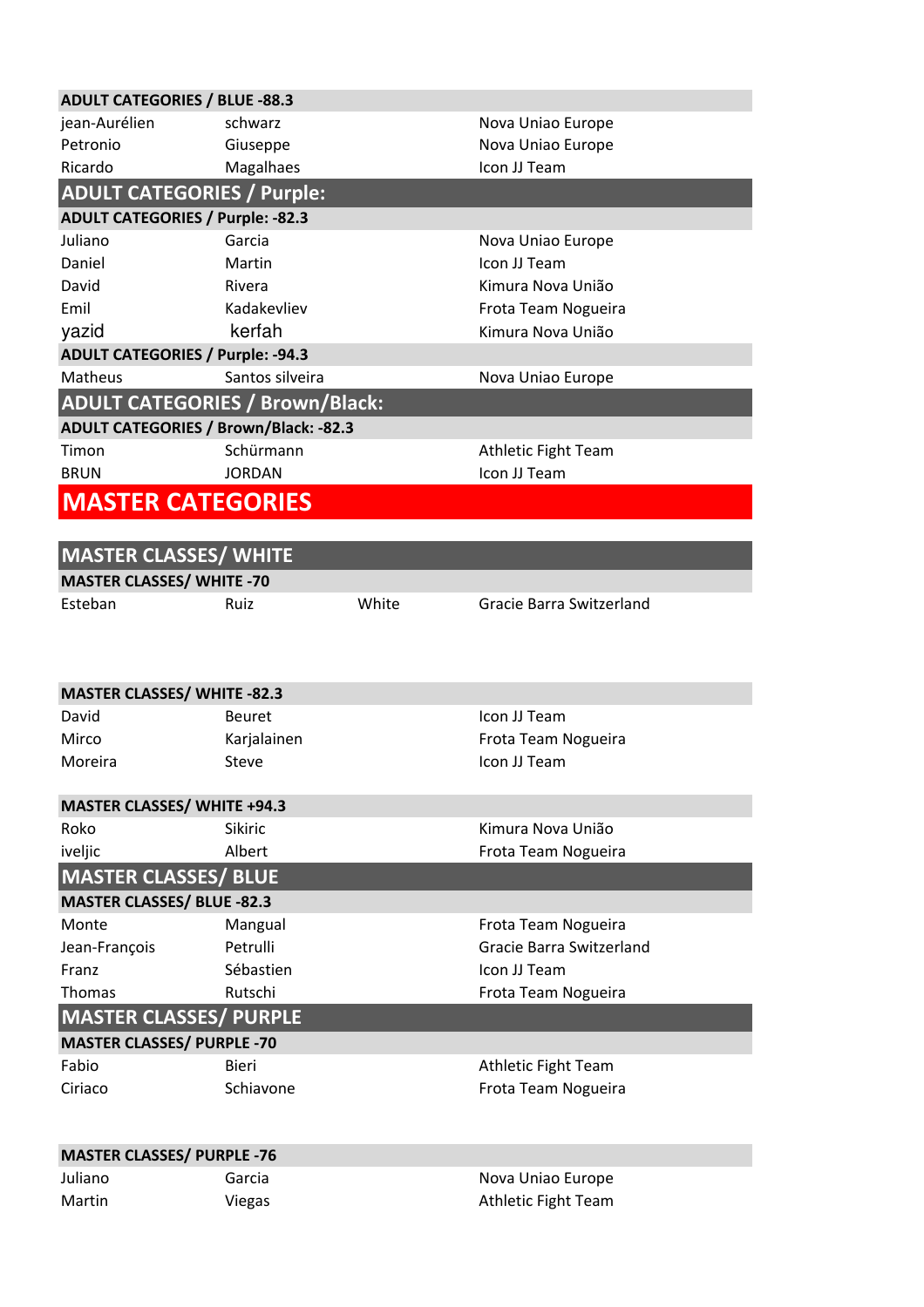| ADULT CATEGORIES / BLUE -88.3 | | | |
|---|---|---|---|
| jean-Aurélien | schwarz | | Nova Uniao Europe |
| Petronio | Giuseppe | | Nova Uniao Europe |
| Ricardo | Magalhaes | | Icon JJ Team |

## ADULT CATEGORIES / Purple:

| ADULT CATEGORIES / Purple: -82.3 | | | |
|---|---|---|---|
| Juliano | Garcia | | Nova Uniao Europe |
| Daniel | Martin | | Icon JJ Team |
| David | Rivera | | Kimura Nova União |
| Emil | Kadakevliev | | Frota Team Nogueira |
| yazid | kerfah | | Kimura Nova União |

| ADULT CATEGORIES / Purple: -94.3 | | | |
|---|---|---|---|
| Matheus | Santos silveira | | Nova Uniao Europe |

## ADULT CATEGORIES / Brown/Black:

| ADULT CATEGORIES / Brown/Black: -82.3 | | | |
|---|---|---|---|
| Timon | Schürmann | | Athletic Fight Team |
| BRUN | JORDAN | | Icon JJ Team |

# MASTER CATEGORIES

## MASTER CLASSES/ WHITE

| MASTER CLASSES/ WHITE -70 | | | |
|---|---|---|---|
| Esteban | Ruiz | White | Gracie Barra Switzerland |

| MASTER CLASSES/ WHITE -82.3 | | | |
|---|---|---|---|
| David | Beuret | | Icon JJ Team |
| Mirco | Karjalainen | | Frota Team Nogueira |
| Moreira | Steve | | Icon JJ Team |

| MASTER CLASSES/ WHITE +94.3 | | | |
|---|---|---|---|
| Roko | Sikiric | | Kimura Nova União |
| iveljic | Albert | | Frota Team Nogueira |

## MASTER CLASSES/ BLUE

| MASTER CLASSES/ BLUE -82.3 | | | |
|---|---|---|---|
| Monte | Mangual | | Frota Team Nogueira |
| Jean-François | Petrulli | | Gracie Barra Switzerland |
| Franz | Sébastien | | Icon JJ Team |
| Thomas | Rutschi | | Frota Team Nogueira |

## MASTER CLASSES/ PURPLE

| MASTER CLASSES/ PURPLE -70 | | | |
|---|---|---|---|
| Fabio | Bieri | | Athletic Fight Team |
| Ciriaco | Schiavone | | Frota Team Nogueira |

| MASTER CLASSES/ PURPLE -76 | | | |
|---|---|---|---|
| Juliano | Garcia | | Nova Uniao Europe |
| Martin | Viegas | | Athletic Fight Team |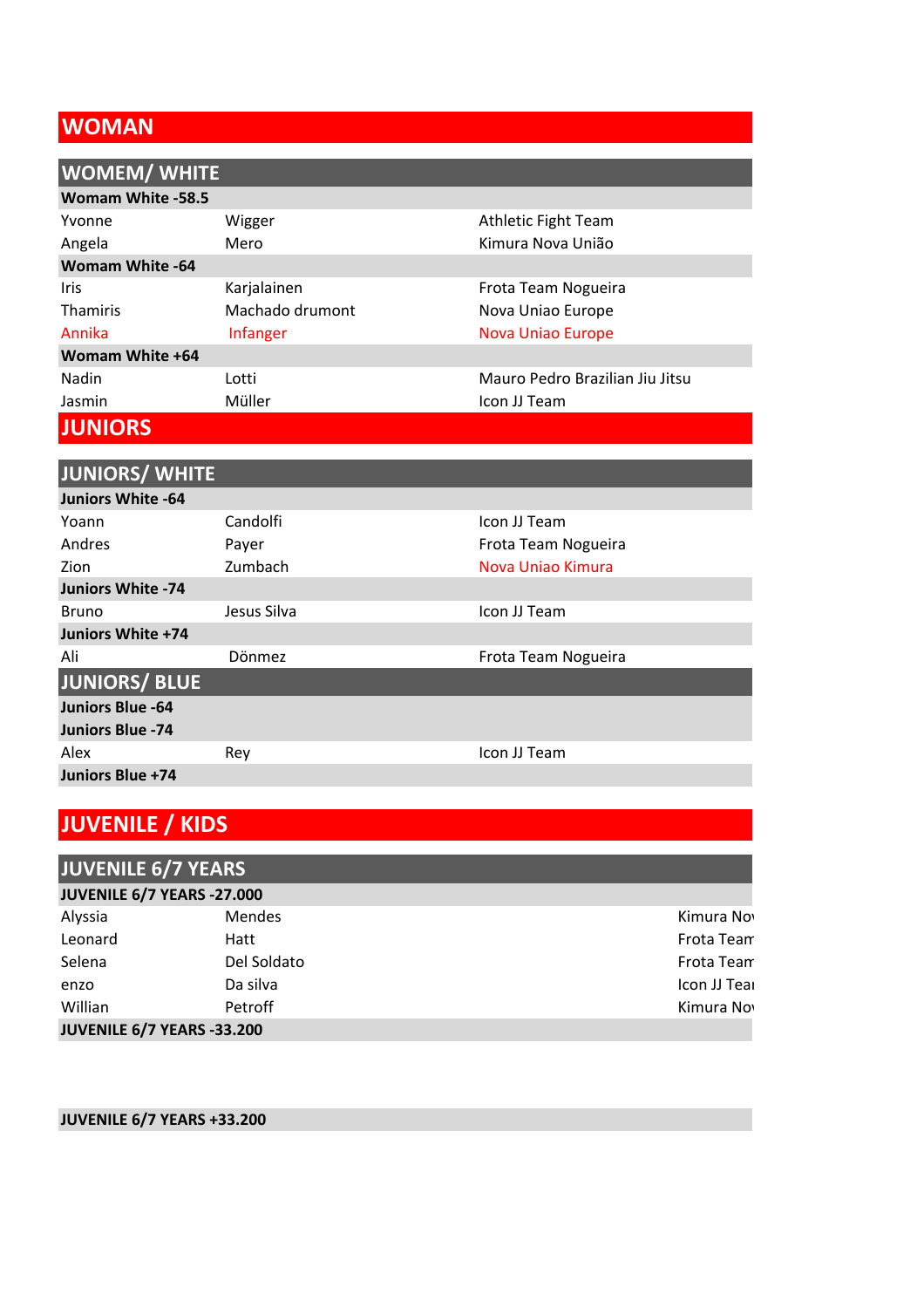# WOMAN

## WOMEM/ WHITE

| **Womam White -58.5** | | |
|---|---|---|
| Yvonne | Wigger | Athletic Fight Team |
| Angela | Mero | Kimura Nova União |
| **Womam White -64** | | |
| Iris | Karjalainen | Frota Team Nogueira |
| Thamiris | Machado drumont | Nova Uniao Europe |
| Annika | Infanger | Nova Uniao Europe |
| **Womam White +64** | | |
| Nadin | Lotti | Mauro Pedro Brazilian Jiu Jitsu |
| Jasmin | Müller | Icon JJ Team |

# JUNIORS

## JUNIORS/ WHITE

| **Juniors White -64** | | |
|---|---|---|
| Yoann | Candolfi | Icon JJ Team |
| Andres | Payer | Frota Team Nogueira |
| Zion | Zumbach | Nova Uniao Kimura |
| **Juniors White -74** | | |
| Bruno | Jesus Silva | Icon JJ Team |
| **Juniors White +74** | | |
| Ali | Dönmez | Frota Team Nogueira |

## JUNIORS/ BLUE

| **Juniors Blue -64** | | |
|---|---|---|
| **Juniors Blue -74** | | |
| Alex | Rey | Icon JJ Team |
| **Juniors Blue +74** | | |

# JUVENILE / KIDS

## JUVENILE 6/7 YEARS

| **JUVENILE 6/7 YEARS -27.000** | | |
|---|---|---|
| Alyssia | Mendes | Kimura Nov |
| Leonard | Hatt | Frota Team |
| Selena | Del Soldato | Frota Team |
| enzo | Da silva | Icon JJ Tea |
| Willian | Petroff | Kimura Nov |
| **JUVENILE 6/7 YEARS -33.200** | | |
| **JUVENILE 6/7 YEARS +33.200** | | |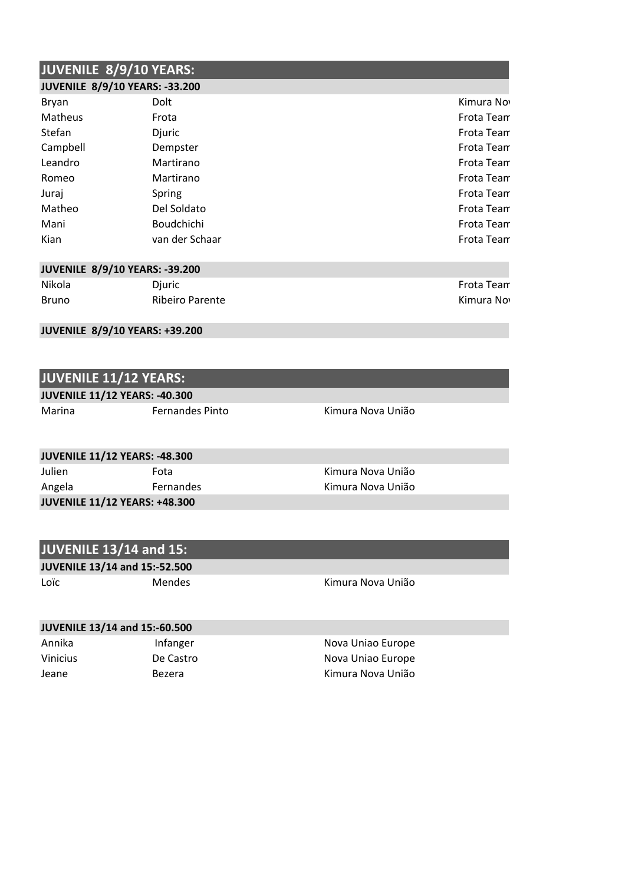## JUVENILE 8/9/10 YEARS:

### JUVENILE 8/9/10 YEARS: -33.200

| | | |
|---|---|---|
| Bryan | Dolt | Kimura Nov |
| Matheus | Frota | Frota Team |
| Stefan | Djuric | Frota Team |
| Campbell | Dempster | Frota Team |
| Leandro | Martirano | Frota Team |
| Romeo | Martirano | Frota Team |
| Juraj | Spring | Frota Team |
| Matheo | Del Soldato | Frota Team |
| Mani | Boudchichi | Frota Team |
| Kian | van der Schaar | Frota Team |

### JUVENILE 8/9/10 YEARS: -39.200

| | | |
|---|---|---|
| Nikola | Djuric | Frota Team |
| Bruno | Ribeiro Parente | Kimura Nov |

### JUVENILE 8/9/10 YEARS: +39.200

## JUVENILE 11/12 YEARS:

### JUVENILE 11/12 YEARS: -40.300

| | | |
|---|---|---|
| Marina | Fernandes Pinto | Kimura Nova União |

### JUVENILE 11/12 YEARS: -48.300

| | | |
|---|---|---|
| Julien | Fota | Kimura Nova União |
| Angela | Fernandes | Kimura Nova União |

### JUVENILE 11/12 YEARS: +48.300

## JUVENILE 13/14 and 15:

### JUVENILE 13/14 and 15:-52.500

| | | |
|---|---|---|
| Loïc | Mendes | Kimura Nova União |

### JUVENILE 13/14 and 15:-60.500

| | | |
|---|---|---|
| Annika | Infanger | Nova Uniao Europe |
| Vinicius | De Castro | Nova Uniao Europe |
| Jeane | Bezera | Kimura Nova União |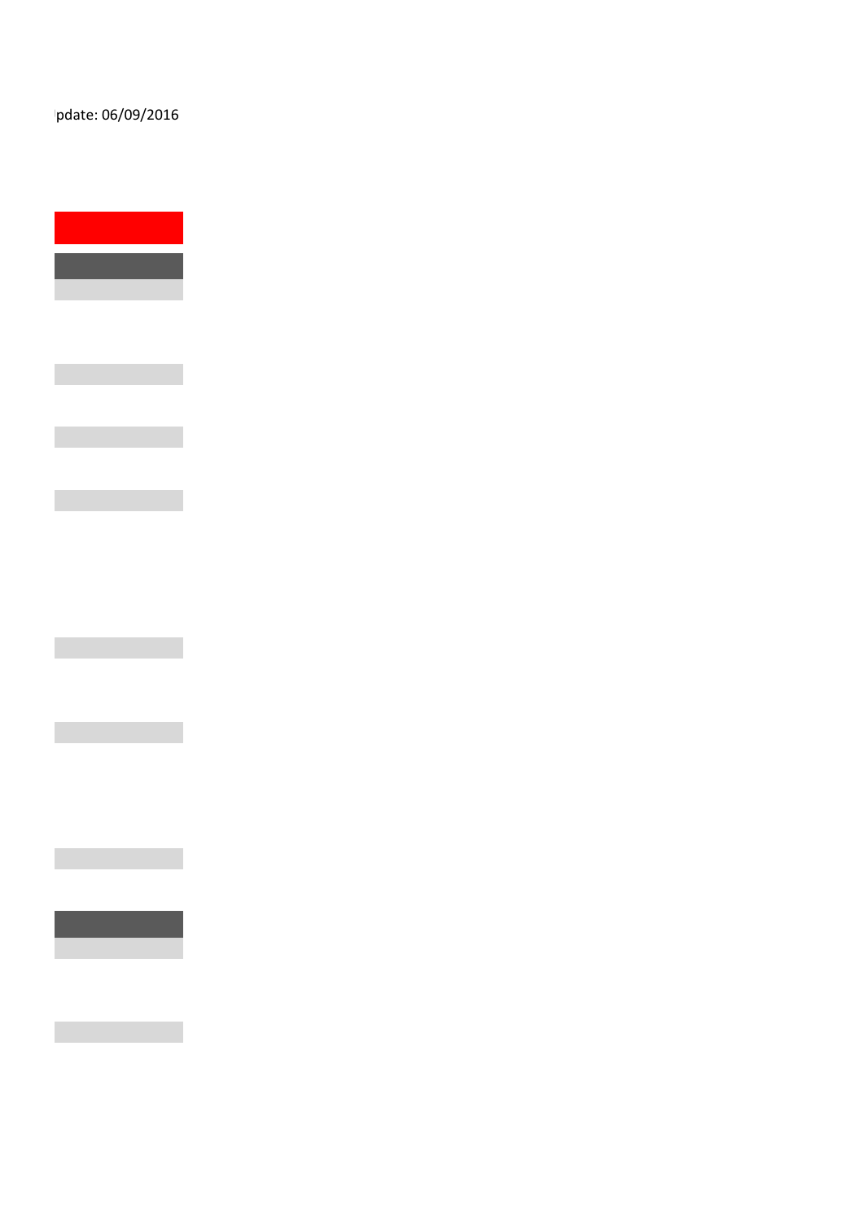pdate: 06/09/2016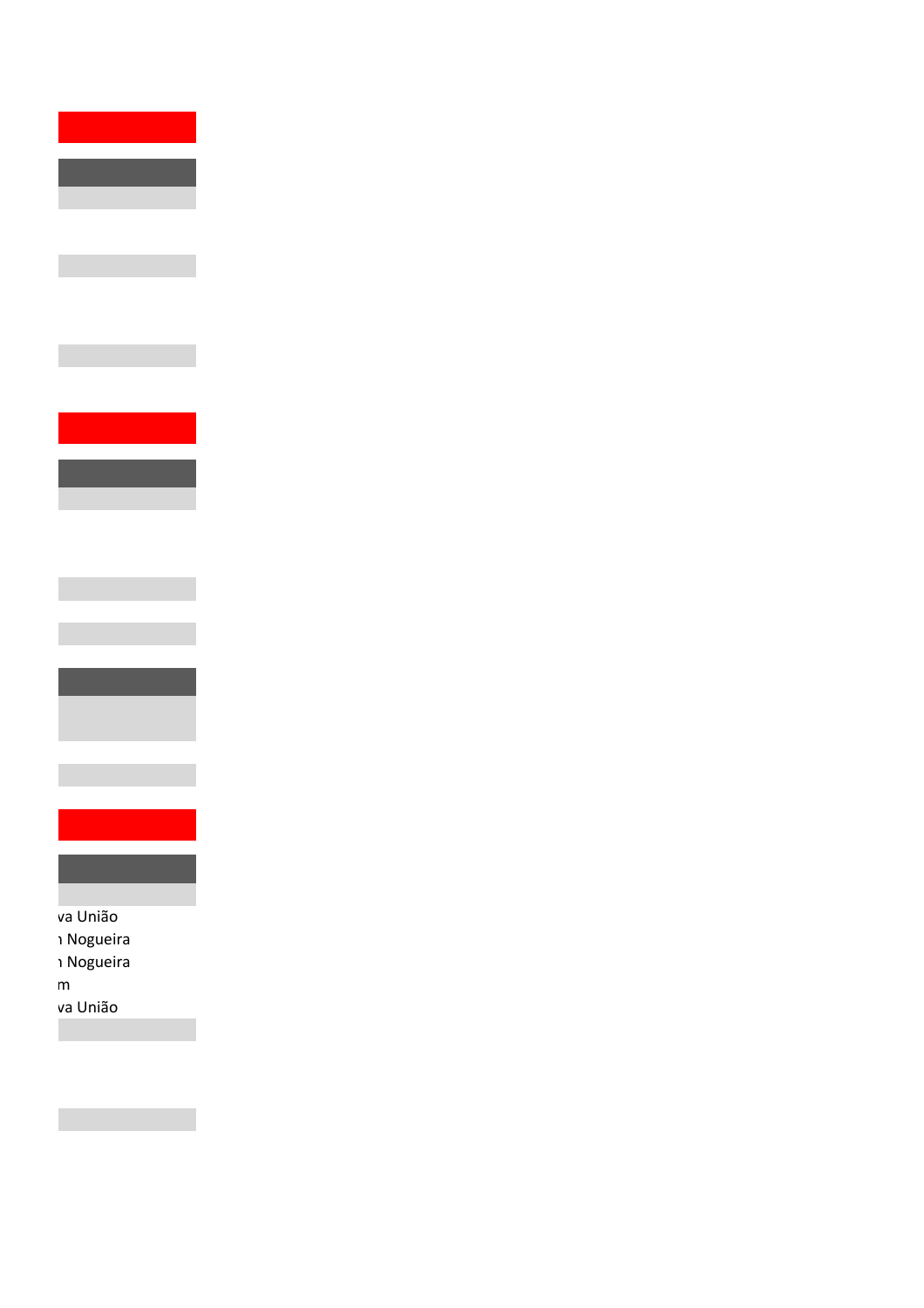va União
ı Nogueira
ı Nogueira
m
va União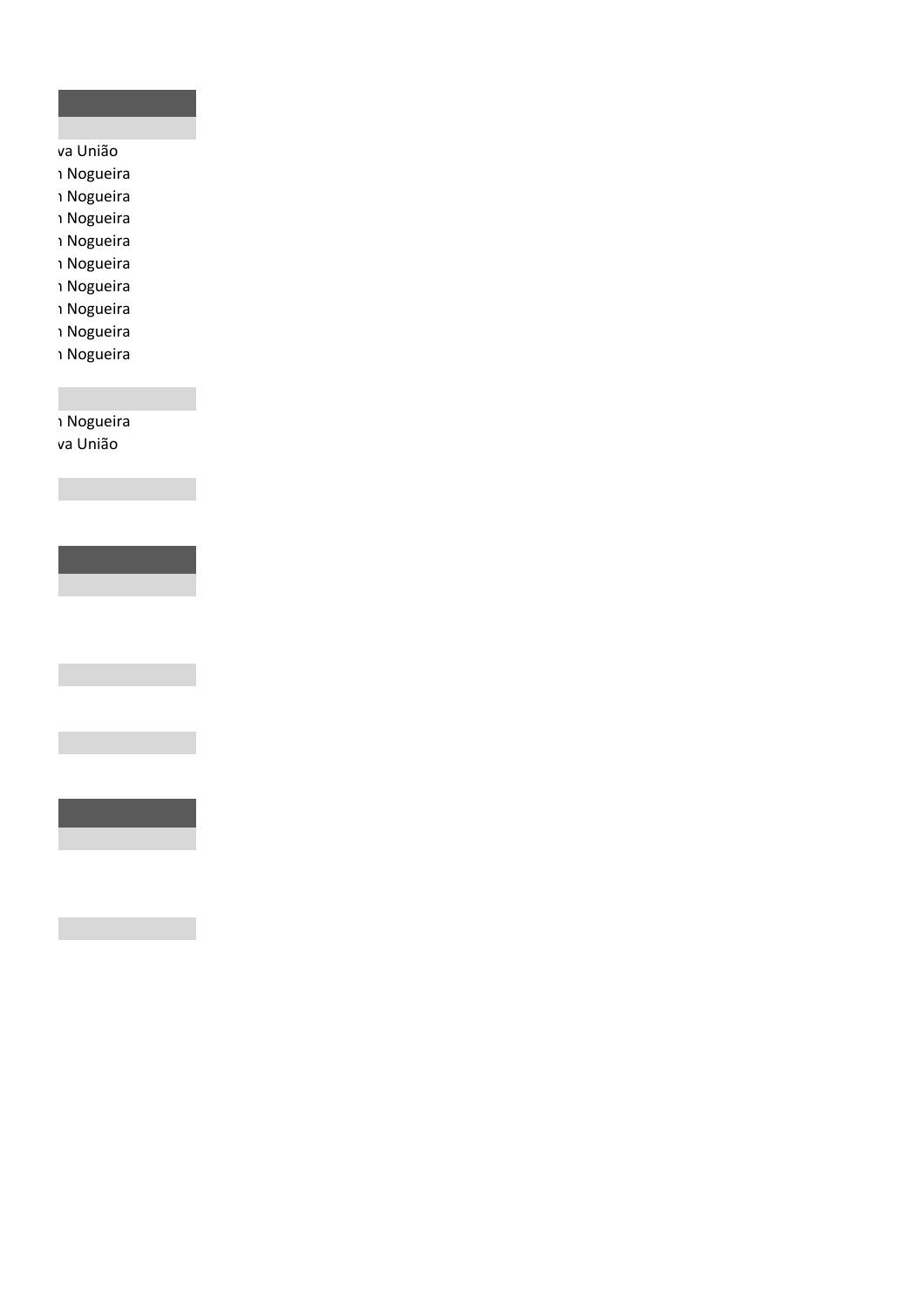| |
|---|
| |
| va União |
| ı Nogueira |
| ı Nogueira |
| ı Nogueira |
| ı Nogueira |
| ı Nogueira |
| ı Nogueira |
| ı Nogueira |
| ı Nogueira |
| ı Nogueira |
| |
| ı Nogueira |
| va União |